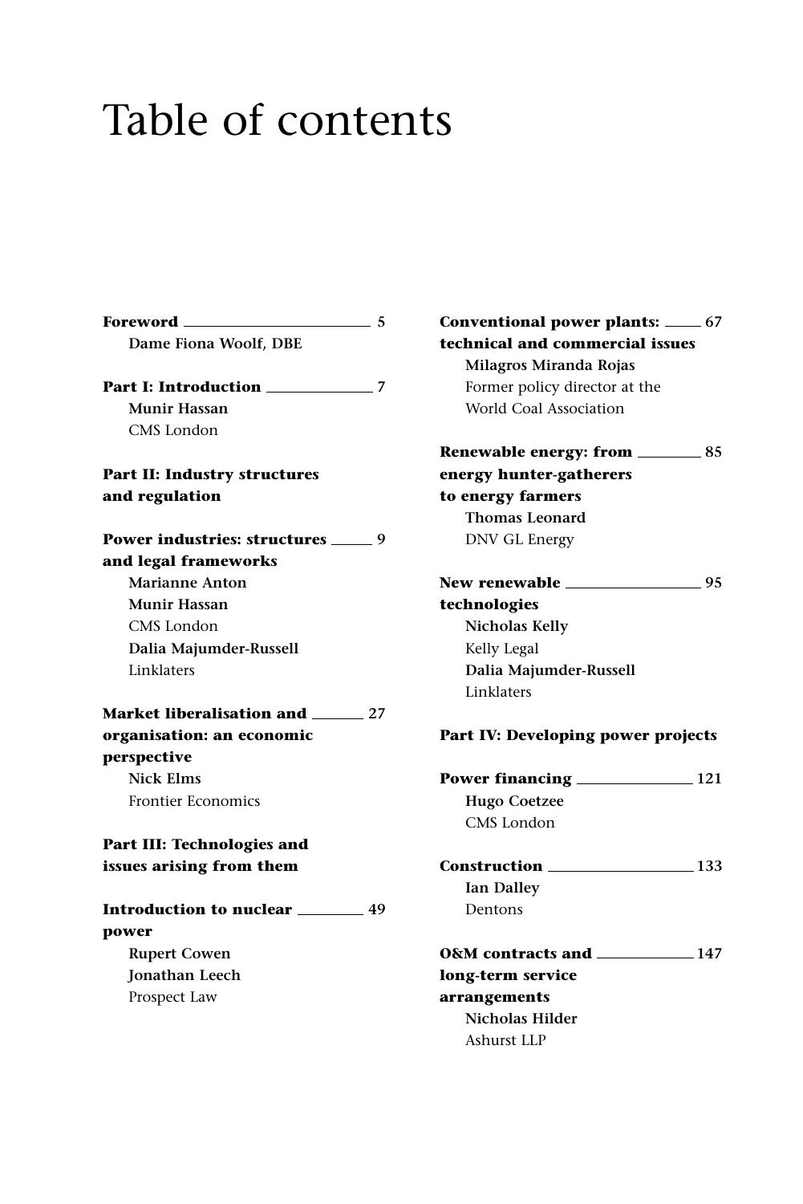# Table of contents

**Foreword** 5
**Dame Fiona Woolf, DBE**

**Part I: Introduction** 7
**Munir Hassan**
CMS London

**Part II: Industry structures and regulation**

**Power industries: structures and legal frameworks** 9
**Marianne Anton**
**Munir Hassan**
CMS London
**Dalia Majumder-Russell**
Linklaters

**Market liberalisation and organisation: an economic perspective** 27
**Nick Elms**
Frontier Economics

**Part III: Technologies and issues arising from them**

**Introduction to nuclear power** 49
**Rupert Cowen**
**Jonathan Leech**
Prospect Law

**Conventional power plants: technical and commercial issues** 67
**Milagros Miranda Rojas**
Former policy director at the World Coal Association

**Renewable energy: from energy hunter-gatherers to energy farmers** 85
**Thomas Leonard**
DNV GL Energy

**New renewable technologies** 95
**Nicholas Kelly**
Kelly Legal
**Dalia Majumder-Russell**
Linklaters

**Part IV: Developing power projects**

**Power financing** 121
**Hugo Coetzee**
CMS London

**Construction** 133
**Ian Dalley**
Dentons

**O&M contracts and long-term service arrangements** 147
**Nicholas Hilder**
Ashurst LLP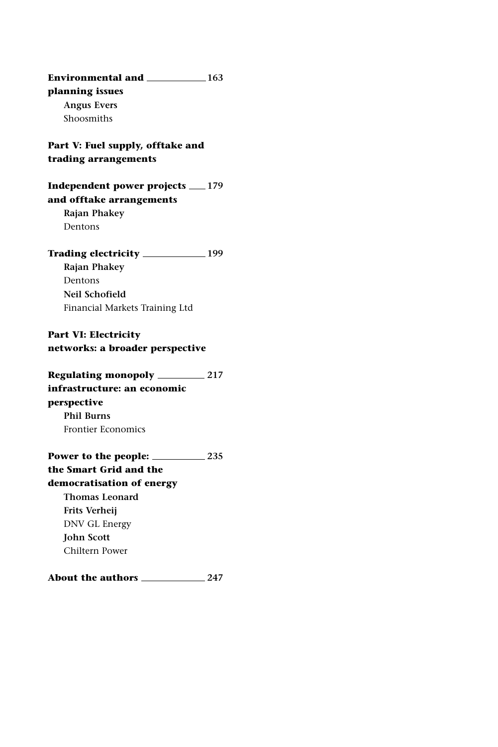**Environmental and planning issues** 163
Angus Evers
Shoosmiths

**Part V: Fuel supply, offtake and trading arrangements**

**Independent power projects and offtake arrangements** 179
Rajan Phakey
Dentons

**Trading electricity** 199
Rajan Phakey
Dentons
Neil Schofield
Financial Markets Training Ltd

**Part VI: Electricity networks: a broader perspective**

**Regulating monopoly infrastructure: an economic perspective** 217
Phil Burns
Frontier Economics

**Power to the people: the Smart Grid and the democratisation of energy** 235
Thomas Leonard
Frits Verheij
DNV GL Energy
John Scott
Chiltern Power

**About the authors** 247